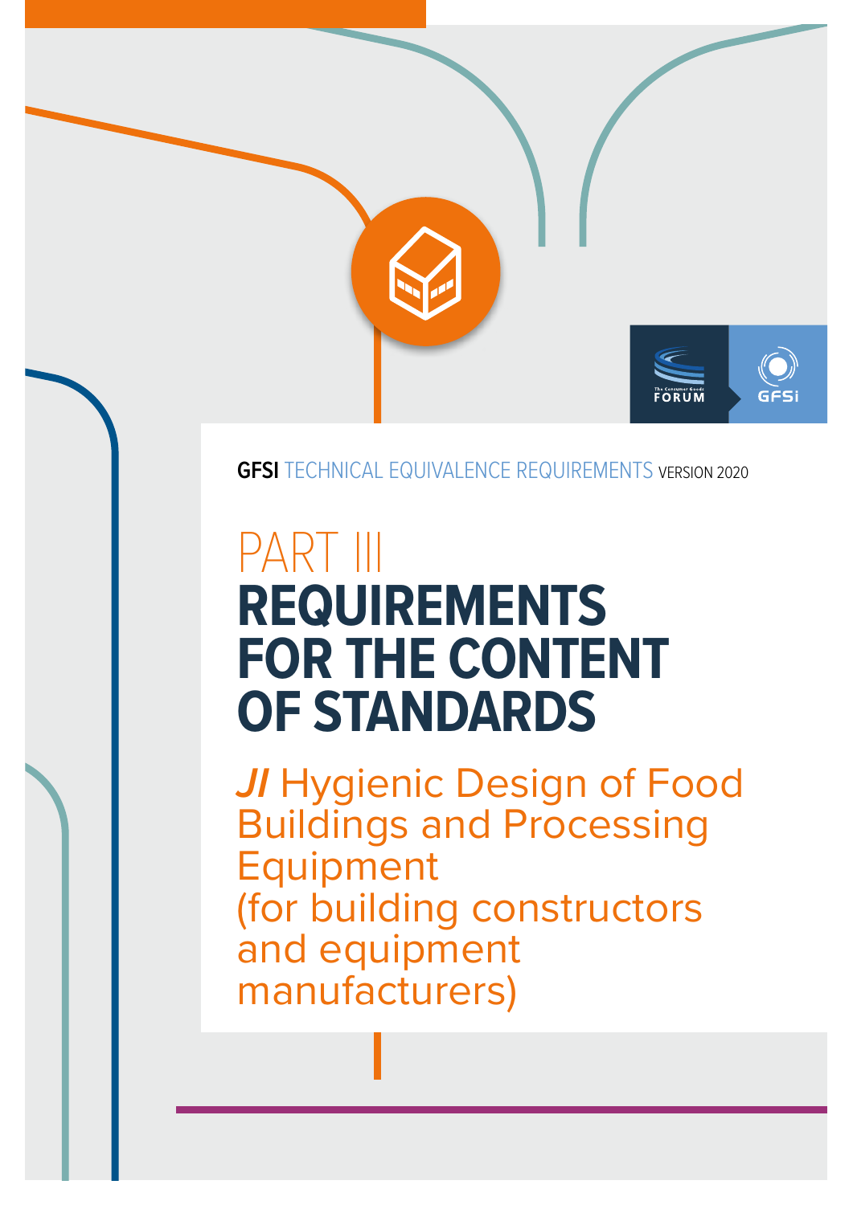**GFSI** TECHNICAL EQUIVALENCE REQUIREMENTS VERSION 2020

# PART III
# REQUIREMENTS FOR THE CONTENT OF STANDARDS

## *JI* Hygienic Design of Food Buildings and Processing Equipment (for building constructors and equipment manufacturers)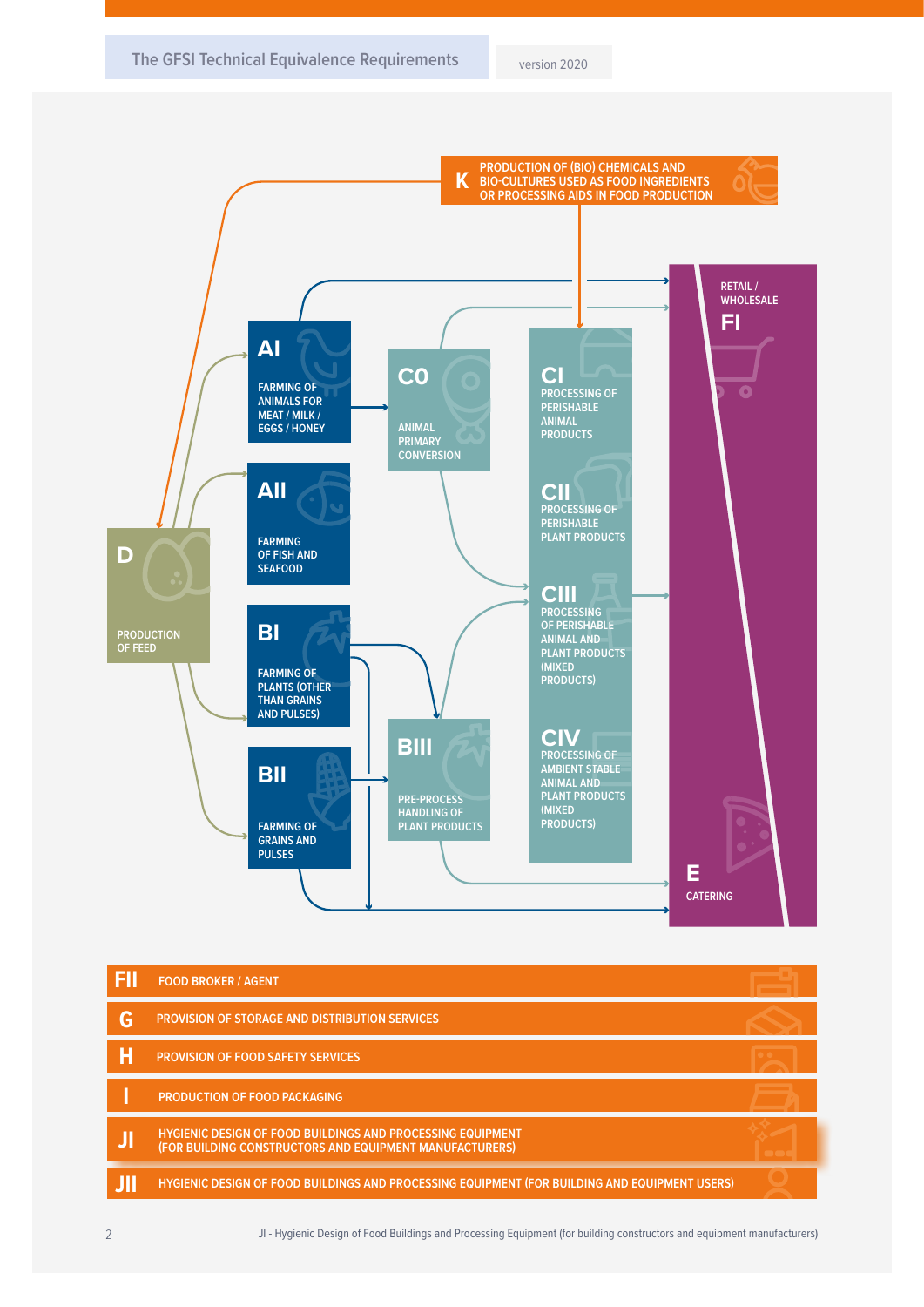K PRODUCTION OF (BIO) CHEMICALS AND BIO-CULTURES USED AS FOOD INGREDIENTS OR PROCESSING AIDS IN FOOD PRODUCTION

D PRODUCTION OF FEED

AI FARMING OF ANIMALS FOR MEAT / MILK / EGGS / HONEY

AII FARMING OF FISH AND SEAFOOD

BI FARMING OF PLANTS (OTHER THAN GRAINS AND PULSES)

BII FARMING OF GRAINS AND PULSES

CO ANIMAL PRIMARY CONVERSION

BIII PRE-PROCESS HANDLING OF PLANT PRODUCTS

CI PROCESSING OF PERISHABLE ANIMAL PRODUCTS

CII PROCESSING OF PERISHABLE PLANT PRODUCTS

CIII PROCESSING OF PERISHABLE ANIMAL AND PLANT PRODUCTS (MIXED PRODUCTS)

CIV PROCESSING OF AMBIENT STABLE ANIMAL AND PLANT PRODUCTS (MIXED PRODUCTS)

RETAIL / WHOLESALE FI

E CATERING

FII FOOD BROKER / AGENT

G PROVISION OF STORAGE AND DISTRIBUTION SERVICES

H PROVISION OF FOOD SAFETY SERVICES

I PRODUCTION OF FOOD PACKAGING

JI HYGIENIC DESIGN OF FOOD BUILDINGS AND PROCESSING EQUIPMENT (FOR BUILDING CONSTRUCTORS AND EQUIPMENT MANUFACTURERS)

JII HYGIENIC DESIGN OF FOOD BUILDINGS AND PROCESSING EQUIPMENT (FOR BUILDING AND EQUIPMENT USERS)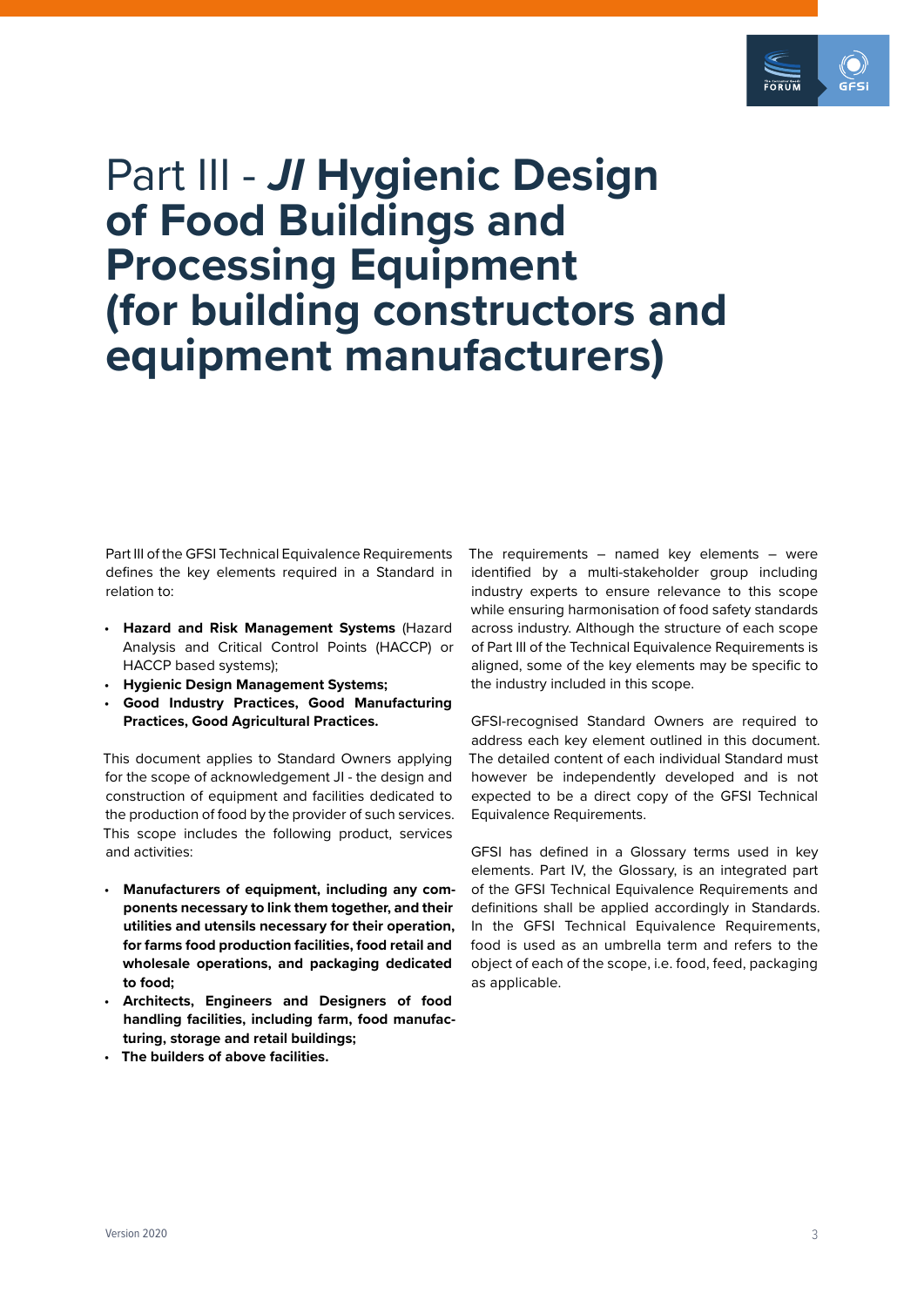# Part III - *JI* Hygienic Design of Food Buildings and Processing Equipment (for building constructors and equipment manufacturers)

Part III of the GFSI Technical Equivalence Requirements defines the key elements required in a Standard in relation to:

- **Hazard and Risk Management Systems** (Hazard Analysis and Critical Control Points (HACCP) or HACCP based systems);
- **Hygienic Design Management Systems;**
- **Good Industry Practices, Good Manufacturing Practices, Good Agricultural Practices.**

This document applies to Standard Owners applying for the scope of acknowledgement JI - the design and construction of equipment and facilities dedicated to the production of food by the provider of such services. This scope includes the following product, services and activities:

- **Manufacturers of equipment, including any components necessary to link them together, and their utilities and utensils necessary for their operation, for farms food production facilities, food retail and wholesale operations, and packaging dedicated to food;**
- **Architects, Engineers and Designers of food handling facilities, including farm, food manufacturing, storage and retail buildings;**
- **The builders of above facilities.**

The requirements – named key elements – were identified by a multi-stakeholder group including industry experts to ensure relevance to this scope while ensuring harmonisation of food safety standards across industry. Although the structure of each scope of Part III of the Technical Equivalence Requirements is aligned, some of the key elements may be specific to the industry included in this scope.

GFSI-recognised Standard Owners are required to address each key element outlined in this document. The detailed content of each individual Standard must however be independently developed and is not expected to be a direct copy of the GFSI Technical Equivalence Requirements.

GFSI has defined in a Glossary terms used in key elements. Part IV, the Glossary, is an integrated part of the GFSI Technical Equivalence Requirements and definitions shall be applied accordingly in Standards. In the GFSI Technical Equivalence Requirements, food is used as an umbrella term and refers to the object of each of the scope, i.e. food, feed, packaging as applicable.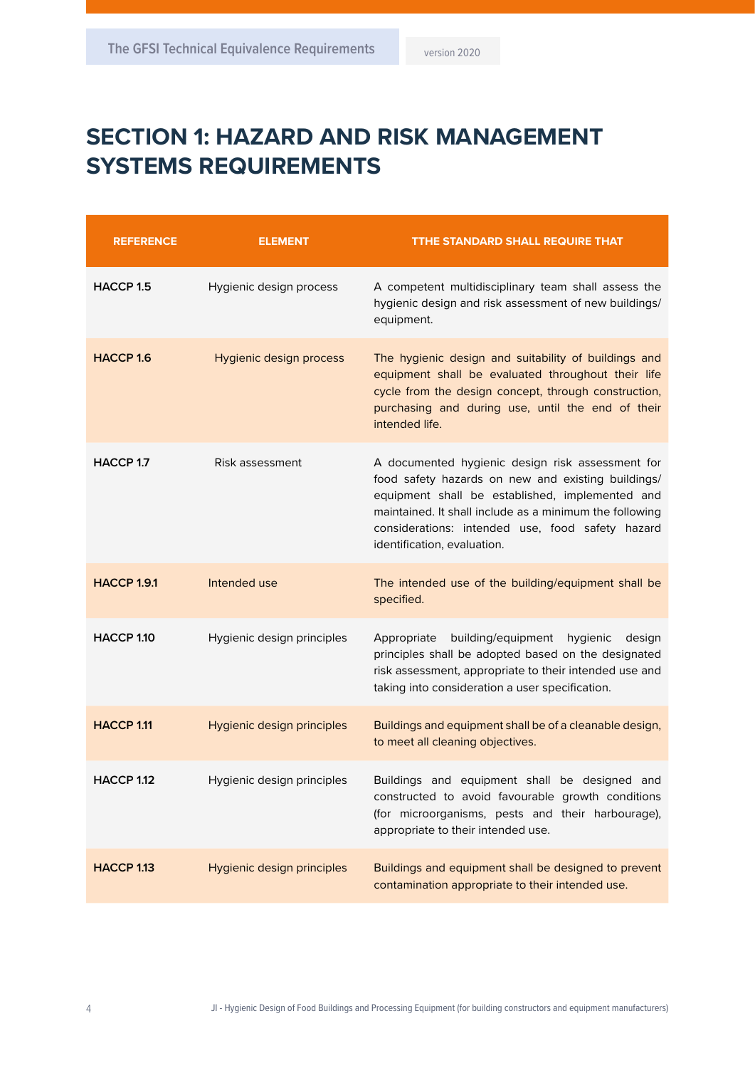# SECTION 1: HAZARD AND RISK MANAGEMENT SYSTEMS REQUIREMENTS

| REFERENCE | ELEMENT | TTHE STANDARD SHALL REQUIRE THAT |
|---|---|---|
| **HACCP 1.5** | Hygienic design process | A competent multidisciplinary team shall assess the hygienic design and risk assessment of new buildings/ equipment. |
| **HACCP 1.6** | Hygienic design process | The hygienic design and suitability of buildings and equipment shall be evaluated throughout their life cycle from the design concept, through construction, purchasing and during use, until the end of their intended life. |
| **HACCP 1.7** | Risk assessment | A documented hygienic design risk assessment for food safety hazards on new and existing buildings/ equipment shall be established, implemented and maintained. It shall include as a minimum the following considerations: intended use, food safety hazard identification, evaluation. |
| **HACCP 1.9.1** | Intended use | The intended use of the building/equipment shall be specified. |
| **HACCP 1.10** | Hygienic design principles | Appropriate building/equipment hygienic design principles shall be adopted based on the designated risk assessment, appropriate to their intended use and taking into consideration a user specification. |
| **HACCP 1.11** | Hygienic design principles | Buildings and equipment shall be of a cleanable design, to meet all cleaning objectives. |
| **HACCP 1.12** | Hygienic design principles | Buildings and equipment shall be designed and constructed to avoid favourable growth conditions (for microorganisms, pests and their harbourage), appropriate to their intended use. |
| **HACCP 1.13** | Hygienic design principles | Buildings and equipment shall be designed to prevent contamination appropriate to their intended use. |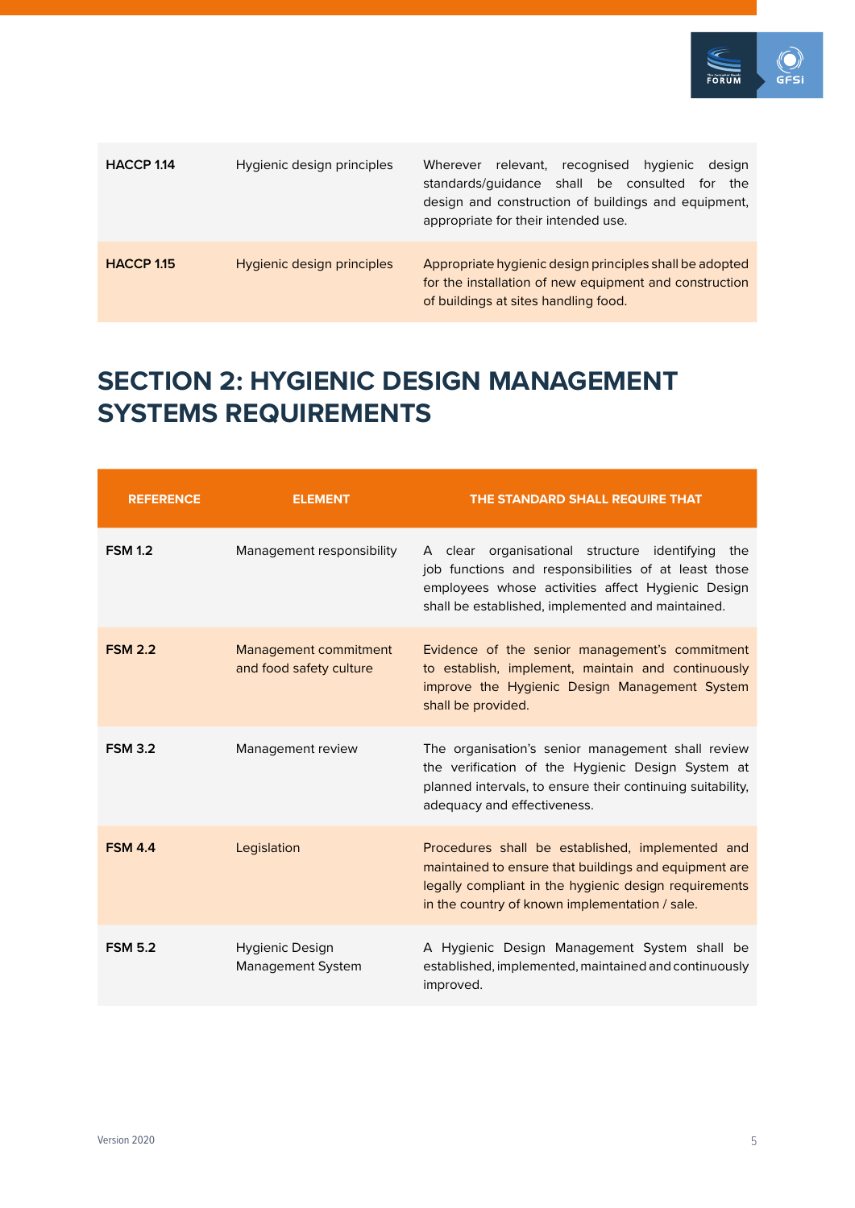| | | |
|---|---|---|
| **HACCP 1.14** | Hygienic design principles | Wherever relevant, recognised hygienic design standards/guidance shall be consulted for the design and construction of buildings and equipment, appropriate for their intended use. |
| **HACCP 1.15** | Hygienic design principles | Appropriate hygienic design principles shall be adopted for the installation of new equipment and construction of buildings at sites handling food. |

## SECTION 2: HYGIENIC DESIGN MANAGEMENT SYSTEMS REQUIREMENTS

| REFERENCE | ELEMENT | THE STANDARD SHALL REQUIRE THAT |
|---|---|---|
| **FSM 1.2** | Management responsibility | A clear organisational structure identifying the job functions and responsibilities of at least those employees whose activities affect Hygienic Design shall be established, implemented and maintained. |
| **FSM 2.2** | Management commitment and food safety culture | Evidence of the senior management's commitment to establish, implement, maintain and continuously improve the Hygienic Design Management System shall be provided. |
| **FSM 3.2** | Management review | The organisation's senior management shall review the verification of the Hygienic Design System at planned intervals, to ensure their continuing suitability, adequacy and effectiveness. |
| **FSM 4.4** | Legislation | Procedures shall be established, implemented and maintained to ensure that buildings and equipment are legally compliant in the hygienic design requirements in the country of known implementation / sale. |
| **FSM 5.2** | Hygienic Design Management System | A Hygienic Design Management System shall be established, implemented, maintained and continuously improved. |

Version 2020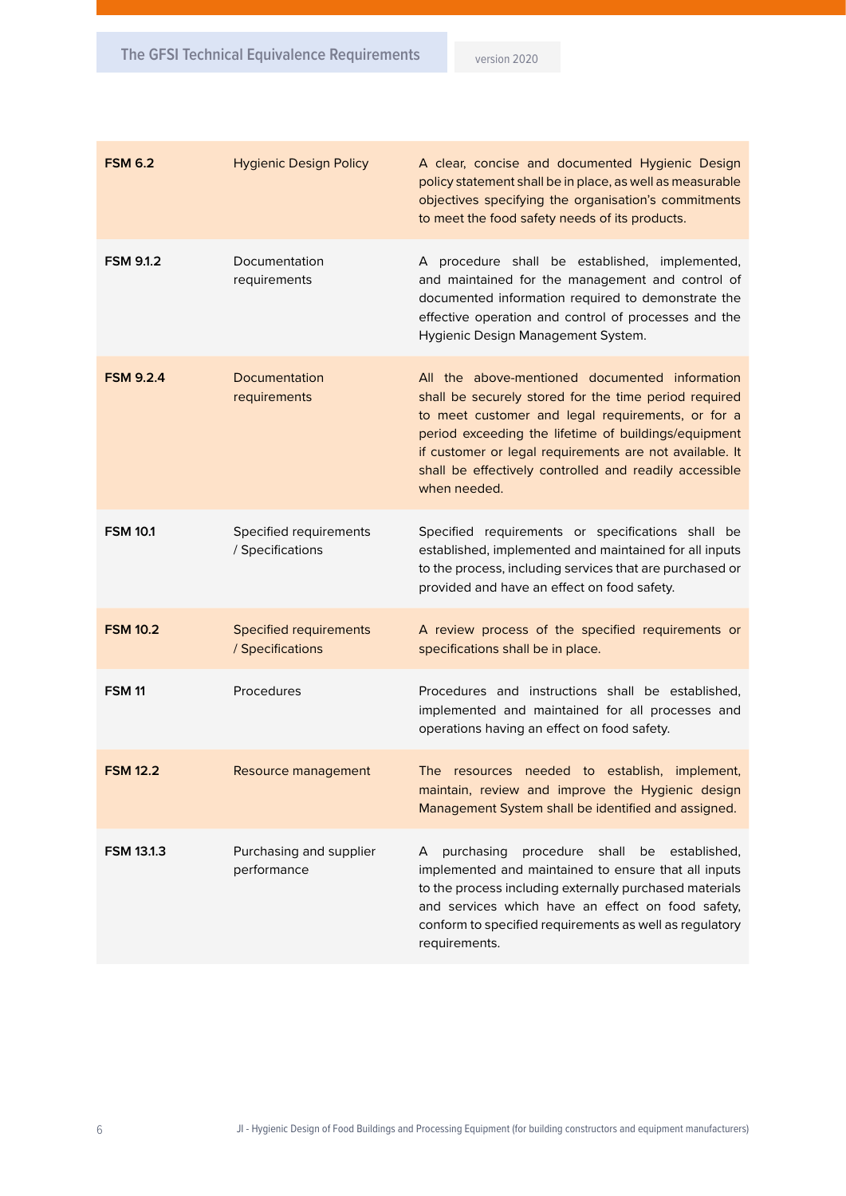| | | |
|---|---|---|
| **FSM 6.2** | Hygienic Design Policy | A clear, concise and documented Hygienic Design policy statement shall be in place, as well as measurable objectives specifying the organisation's commitments to meet the food safety needs of its products. |
| **FSM 9.1.2** | Documentation requirements | A procedure shall be established, implemented, and maintained for the management and control of documented information required to demonstrate the effective operation and control of processes and the Hygienic Design Management System. |
| **FSM 9.2.4** | Documentation requirements | All the above-mentioned documented information shall be securely stored for the time period required to meet customer and legal requirements, or for a period exceeding the lifetime of buildings/equipment if customer or legal requirements are not available. It shall be effectively controlled and readily accessible when needed. |
| **FSM 10.1** | Specified requirements / Specifications | Specified requirements or specifications shall be established, implemented and maintained for all inputs to the process, including services that are purchased or provided and have an effect on food safety. |
| **FSM 10.2** | Specified requirements / Specifications | A review process of the specified requirements or specifications shall be in place. |
| **FSM 11** | Procedures | Procedures and instructions shall be established, implemented and maintained for all processes and operations having an effect on food safety. |
| **FSM 12.2** | Resource management | The resources needed to establish, implement, maintain, review and improve the Hygienic design Management System shall be identified and assigned. |
| **FSM 13.1.3** | Purchasing and supplier performance | A purchasing procedure shall be established, implemented and maintained to ensure that all inputs to the process including externally purchased materials and services which have an effect on food safety, conform to specified requirements as well as regulatory requirements. |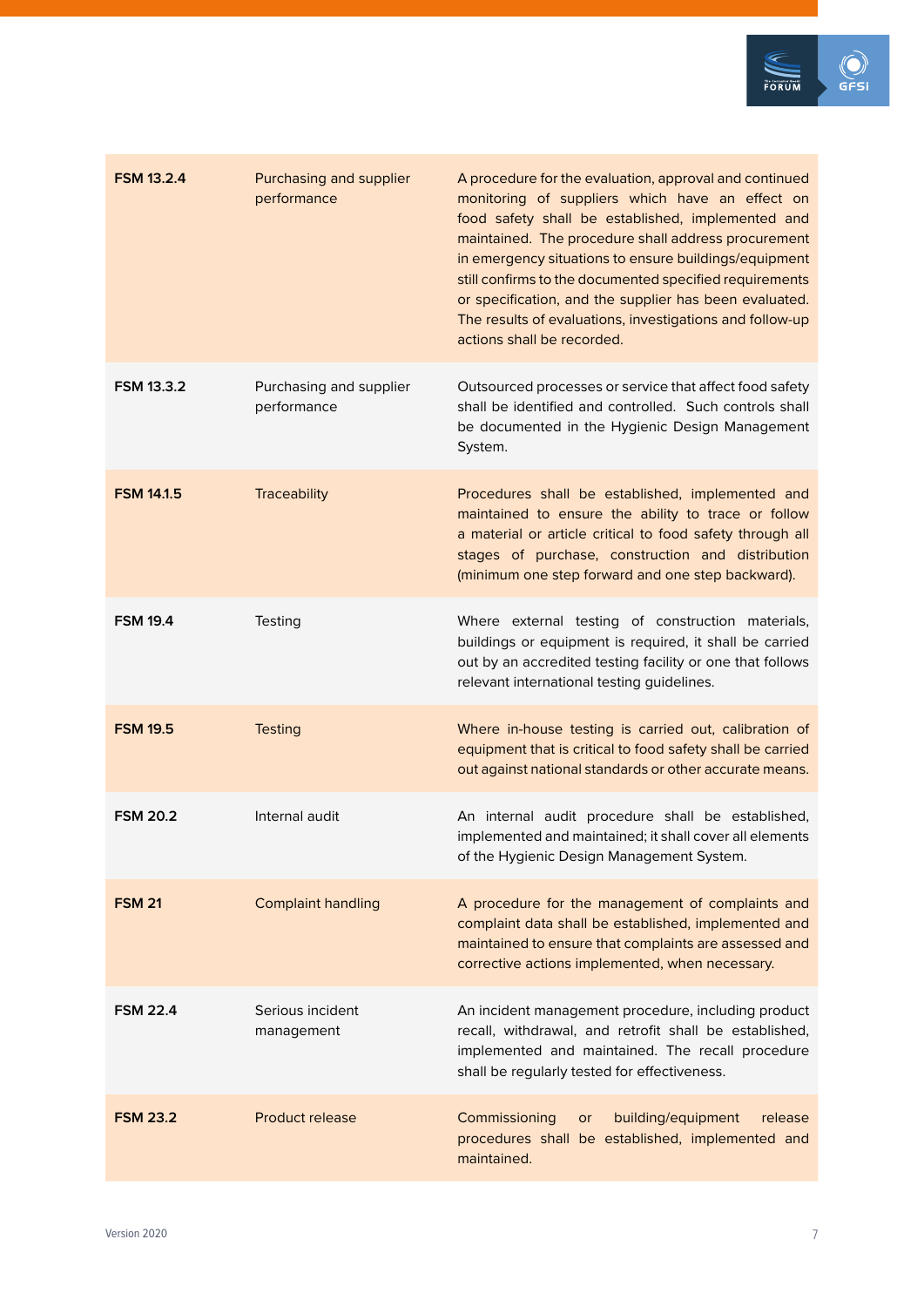| | | |
|---|---|---|
| **FSM 13.2.4** | Purchasing and supplier performance | A procedure for the evaluation, approval and continued monitoring of suppliers which have an effect on food safety shall be established, implemented and maintained. The procedure shall address procurement in emergency situations to ensure buildings/equipment still confirms to the documented specified requirements or specification, and the supplier has been evaluated. The results of evaluations, investigations and follow-up actions shall be recorded. |
| **FSM 13.3.2** | Purchasing and supplier performance | Outsourced processes or service that affect food safety shall be identified and controlled. Such controls shall be documented in the Hygienic Design Management System. |
| **FSM 14.1.5** | Traceability | Procedures shall be established, implemented and maintained to ensure the ability to trace or follow a material or article critical to food safety through all stages of purchase, construction and distribution (minimum one step forward and one step backward). |
| **FSM 19.4** | Testing | Where external testing of construction materials, buildings or equipment is required, it shall be carried out by an accredited testing facility or one that follows relevant international testing guidelines. |
| **FSM 19.5** | Testing | Where in-house testing is carried out, calibration of equipment that is critical to food safety shall be carried out against national standards or other accurate means. |
| **FSM 20.2** | Internal audit | An internal audit procedure shall be established, implemented and maintained; it shall cover all elements of the Hygienic Design Management System. |
| **FSM 21** | Complaint handling | A procedure for the management of complaints and complaint data shall be established, implemented and maintained to ensure that complaints are assessed and corrective actions implemented, when necessary. |
| **FSM 22.4** | Serious incident management | An incident management procedure, including product recall, withdrawal, and retrofit shall be established, implemented and maintained. The recall procedure shall be regularly tested for effectiveness. |
| **FSM 23.2** | Product release | Commissioning or building/equipment release procedures shall be established, implemented and maintained. |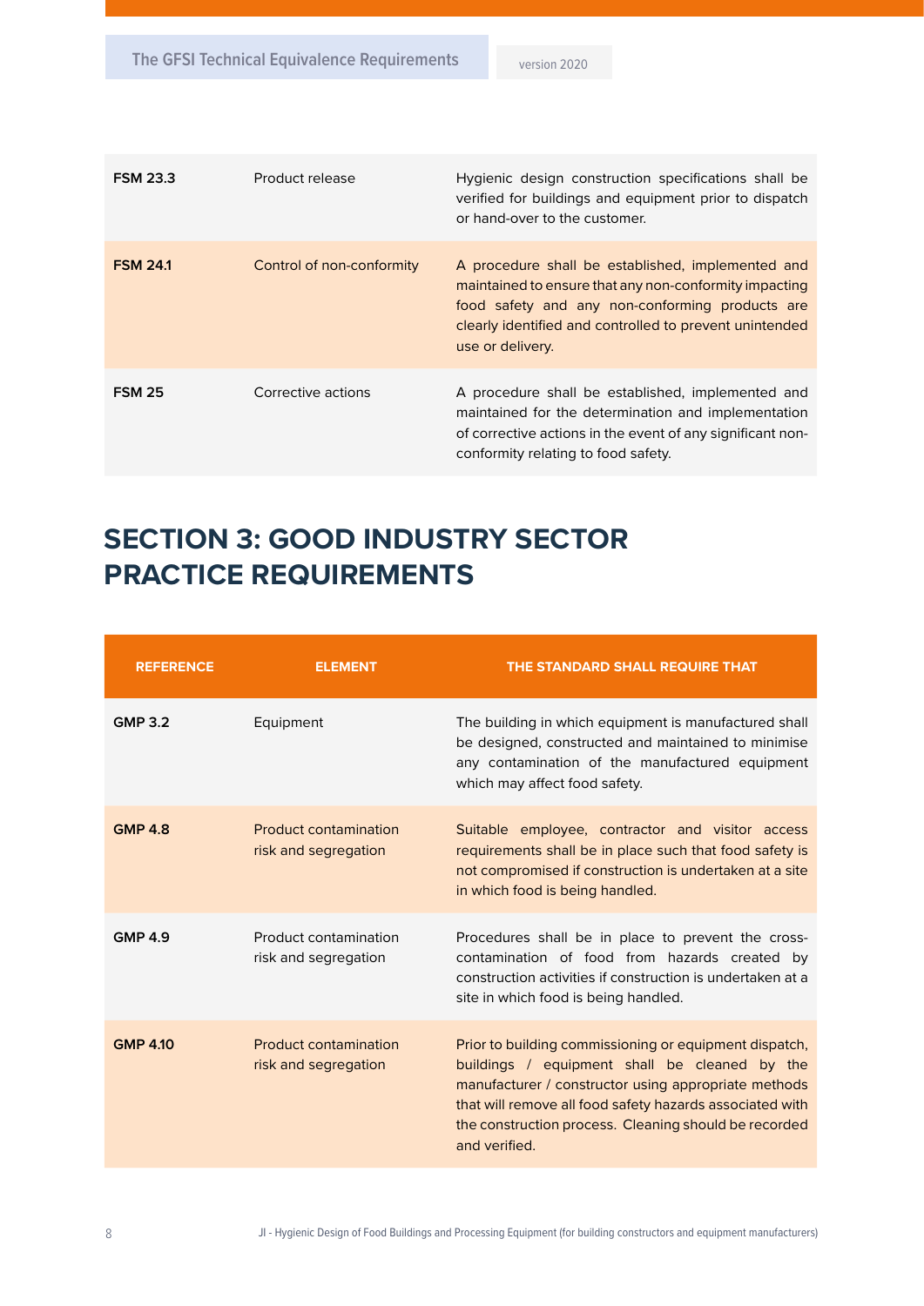| | | |
|---|---|---|
| **FSM 23.3** | Product release | Hygienic design construction specifications shall be verified for buildings and equipment prior to dispatch or hand-over to the customer. |
| **FSM 24.1** | Control of non-conformity | A procedure shall be established, implemented and maintained to ensure that any non-conformity impacting food safety and any non-conforming products are clearly identified and controlled to prevent unintended use or delivery. |
| **FSM 25** | Corrective actions | A procedure shall be established, implemented and maintained for the determination and implementation of corrective actions in the event of any significant non-conformity relating to food safety. |

# SECTION 3: GOOD INDUSTRY SECTOR PRACTICE REQUIREMENTS

| REFERENCE | ELEMENT | THE STANDARD SHALL REQUIRE THAT |
|---|---|---|
| **GMP 3.2** | Equipment | The building in which equipment is manufactured shall be designed, constructed and maintained to minimise any contamination of the manufactured equipment which may affect food safety. |
| **GMP 4.8** | Product contamination risk and segregation | Suitable employee, contractor and visitor access requirements shall be in place such that food safety is not compromised if construction is undertaken at a site in which food is being handled. |
| **GMP 4.9** | Product contamination risk and segregation | Procedures shall be in place to prevent the cross-contamination of food from hazards created by construction activities if construction is undertaken at a site in which food is being handled. |
| **GMP 4.10** | Product contamination risk and segregation | Prior to building commissioning or equipment dispatch, buildings / equipment shall be cleaned by the manufacturer / constructor using appropriate methods that will remove all food safety hazards associated with the construction process. Cleaning should be recorded and verified. |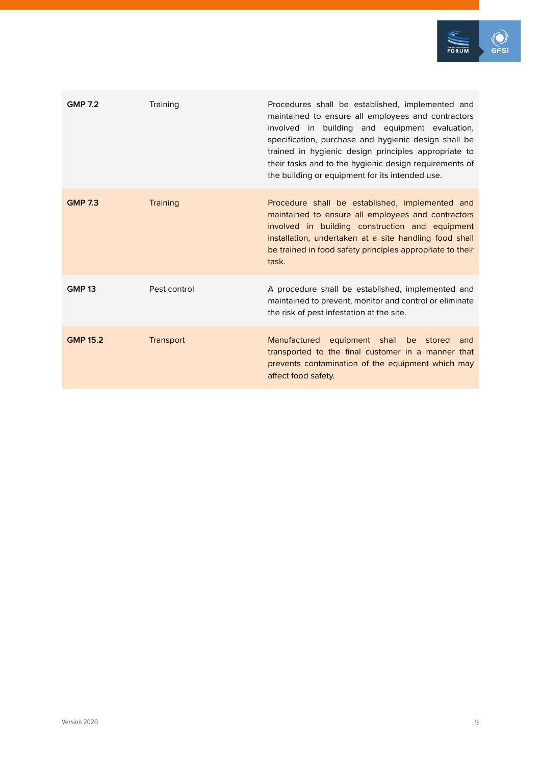| | | |
|---|---|---|
| **GMP 7.2** | Training | Procedures shall be established, implemented and maintained to ensure all employees and contractors involved in building and equipment evaluation, specification, purchase and hygienic design shall be trained in hygienic design principles appropriate to their tasks and to the hygienic design requirements of the building or equipment for its intended use. |
| **GMP 7.3** | Training | Procedure shall be established, implemented and maintained to ensure all employees and contractors involved in building construction and equipment installation, undertaken at a site handling food shall be trained in food safety principles appropriate to their task. |
| **GMP 13** | Pest control | A procedure shall be established, implemented and maintained to prevent, monitor and control or eliminate the risk of pest infestation at the site. |
| **GMP 15.2** | Transport | Manufactured equipment shall be stored and transported to the final customer in a manner that prevents contamination of the equipment which may affect food safety. |